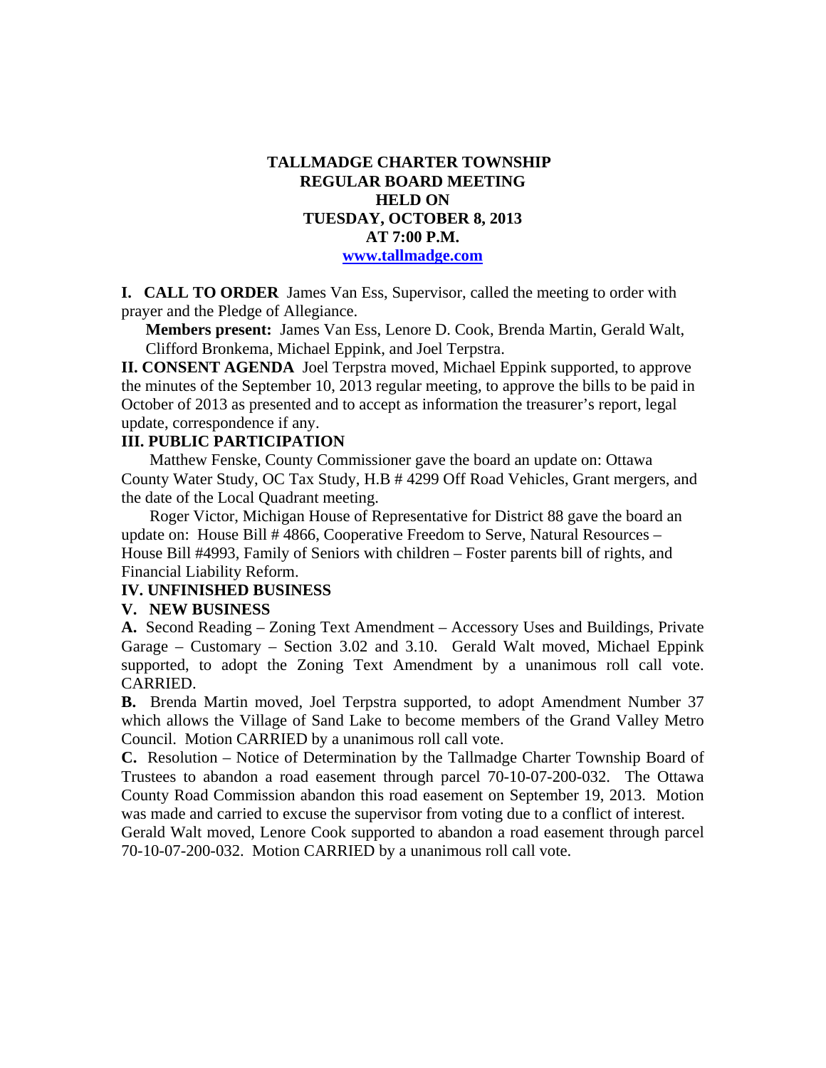**TALLMADGE CHARTER TOWNSHIP**
**REGULAR BOARD MEETING**
**HELD ON**
**TUESDAY, OCTOBER 8, 2013**
**AT 7:00 P.M.**
**www.tallmadge.com**

**I. CALL TO ORDER** James Van Ess, Supervisor, called the meeting to order with prayer and the Pledge of Allegiance.

**Members present:** James Van Ess, Lenore D. Cook, Brenda Martin, Gerald Walt, Clifford Bronkema, Michael Eppink, and Joel Terpstra.

**II. CONSENT AGENDA** Joel Terpstra moved, Michael Eppink supported, to approve the minutes of the September 10, 2013 regular meeting, to approve the bills to be paid in October of 2013 as presented and to accept as information the treasurer's report, legal update, correspondence if any.

**III. PUBLIC PARTICIPATION**

Matthew Fenske, County Commissioner gave the board an update on: Ottawa County Water Study, OC Tax Study, H.B # 4299 Off Road Vehicles, Grant mergers, and the date of the Local Quadrant meeting.

Roger Victor, Michigan House of Representative for District 88 gave the board an update on: House Bill # 4866, Cooperative Freedom to Serve, Natural Resources – House Bill #4993, Family of Seniors with children – Foster parents bill of rights, and Financial Liability Reform.

**IV. UNFINISHED BUSINESS**

**V. NEW BUSINESS**

**A.** Second Reading – Zoning Text Amendment – Accessory Uses and Buildings, Private Garage – Customary – Section 3.02 and 3.10. Gerald Walt moved, Michael Eppink supported, to adopt the Zoning Text Amendment by a unanimous roll call vote. CARRIED.

**B.** Brenda Martin moved, Joel Terpstra supported, to adopt Amendment Number 37 which allows the Village of Sand Lake to become members of the Grand Valley Metro Council. Motion CARRIED by a unanimous roll call vote.

**C.** Resolution – Notice of Determination by the Tallmadge Charter Township Board of Trustees to abandon a road easement through parcel 70-10-07-200-032. The Ottawa County Road Commission abandon this road easement on September 19, 2013. Motion was made and carried to excuse the supervisor from voting due to a conflict of interest.

Gerald Walt moved, Lenore Cook supported to abandon a road easement through parcel 70-10-07-200-032. Motion CARRIED by a unanimous roll call vote.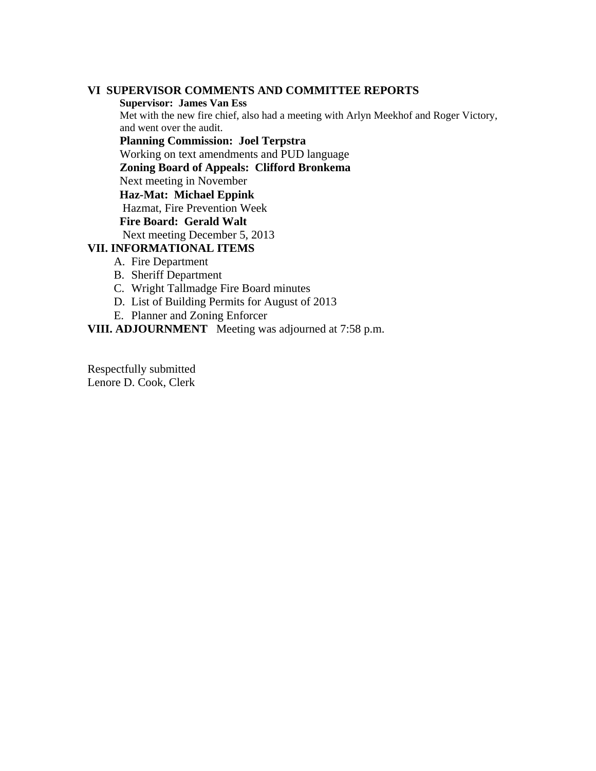**VI SUPERVISOR COMMENTS AND COMMITTEE REPORTS**

**Supervisor: James Van Ess**

Met with the new fire chief, also had a meeting with Arlyn Meekhof and Roger Victory, and went over the audit.

**Planning Commission: Joel Terpstra**

Working on text amendments and PUD language

**Zoning Board of Appeals: Clifford Bronkema**

Next meeting in November

**Haz-Mat: Michael Eppink**

Hazmat, Fire Prevention Week

**Fire Board: Gerald Walt**

Next meeting December 5, 2013

**VII. INFORMATIONAL ITEMS**

A. Fire Department
B. Sheriff Department
C. Wright Tallmadge Fire Board minutes
D. List of Building Permits for August of 2013
E. Planner and Zoning Enforcer

**VIII. ADJOURNMENT** Meeting was adjourned at 7:58 p.m.

Respectfully submitted
Lenore D. Cook, Clerk